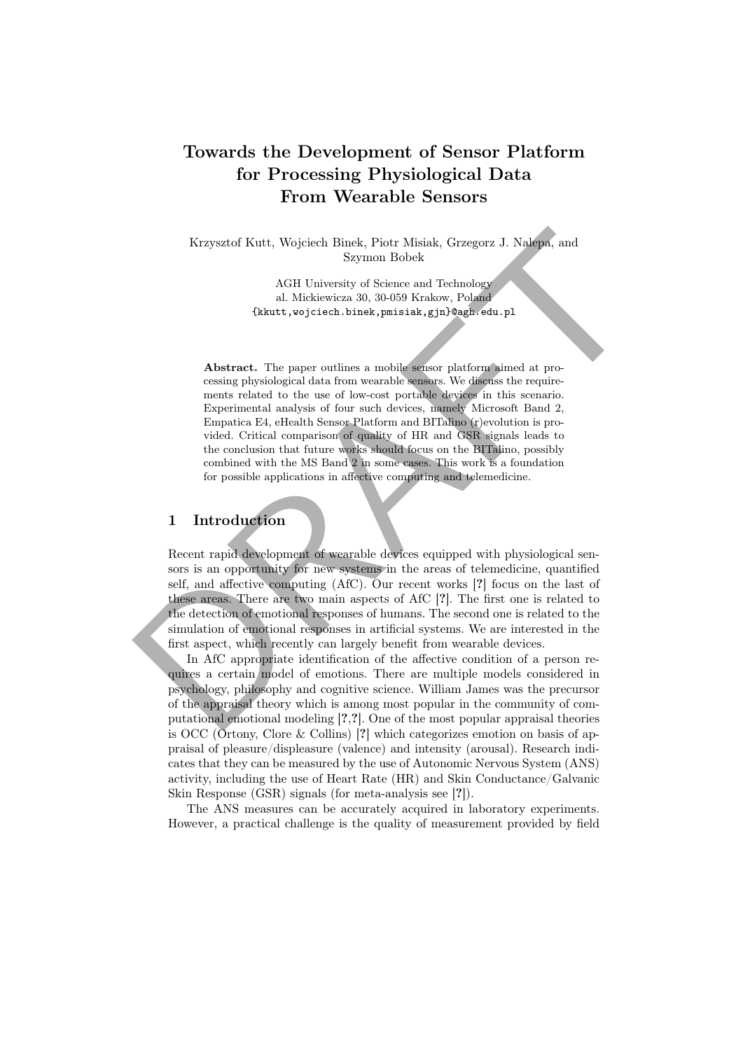# Towards the Development of Sensor Platform for Processing Physiological Data From Wearable Sensors

Krzysztof Kutt, Wojciech Binek, Piotr Misiak, Grzegorz J. Nalepa, and Szymon Bobek

AGH University of Science and Technology
al. Mickiewicza 30, 30-059 Krakow, Poland
{kkutt,wojciech.binek,pmisiak,gjn}@agh.edu.pl

**Abstract.** The paper outlines a mobile sensor platform aimed at processing physiological data from wearable sensors. We discuss the requirements related to the use of low-cost portable devices in this scenario. Experimental analysis of four such devices, namely Microsoft Band 2, Empatica E4, eHealth Sensor Platform and BITalino (r)evolution is provided. Critical comparison of quality of HR and GSR signals leads to the conclusion that future works should focus on the BITalino, possibly combined with the MS Band 2 in some cases. This work is a foundation for possible applications in affective computing and telemedicine.

## 1 Introduction

Recent rapid development of wearable devices equipped with physiological sensors is an opportunity for new systems in the areas of telemedicine, quantified self, and affective computing (AfC). Our recent works [?] focus on the last of these areas. There are two main aspects of AfC [?]. The first one is related to the detection of emotional responses of humans. The second one is related to the simulation of emotional responses in artificial systems. We are interested in the first aspect, which recently can largely benefit from wearable devices.

In AfC appropriate identification of the affective condition of a person requires a certain model of emotions. There are multiple models considered in psychology, philosophy and cognitive science. William James was the precursor of the appraisal theory which is among most popular in the community of computational emotional modeling [?,?]. One of the most popular appraisal theories is OCC (Ortony, Clore & Collins) [?] which categorizes emotion on basis of appraisal of pleasure/displeasure (valence) and intensity (arousal). Research indicates that they can be measured by the use of Autonomic Nervous System (ANS) activity, including the use of Heart Rate (HR) and Skin Conductance/Galvanic Skin Response (GSR) signals (for meta-analysis see [?]).

The ANS measures can be accurately acquired in laboratory experiments. However, a practical challenge is the quality of measurement provided by field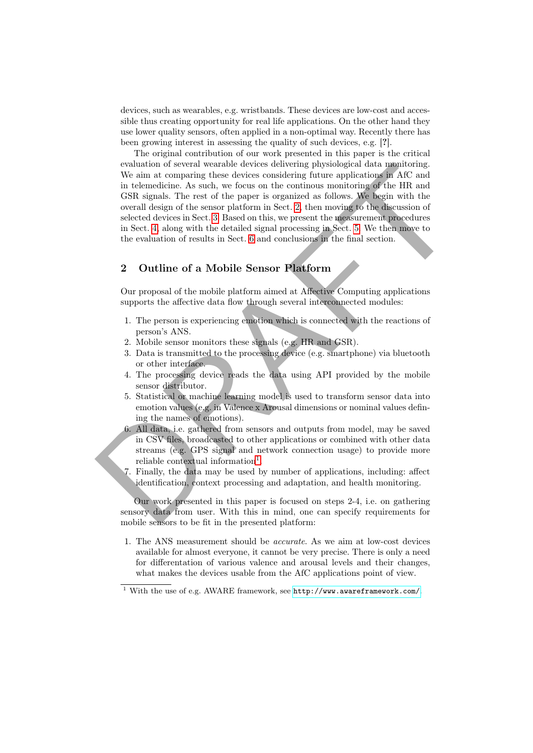devices, such as wearables, e.g. wristbands. These devices are low-cost and accessible thus creating opportunity for real life applications. On the other hand they use lower quality sensors, often applied in a non-optimal way. Recently there has been growing interest in assessing the quality of such devices, e.g. [?].

The original contribution of our work presented in this paper is the critical evaluation of several wearable devices delivering physiological data monitoring. We aim at comparing these devices considering future applications in AfC and in telemedicine. As such, we focus on the continous monitoring of the HR and GSR signals. The rest of the paper is organized as follows. We begin with the overall design of the sensor platform in Sect. 2, then moving to the discussion of selected devices in Sect. 3. Based on this, we present the measurement procedures in Sect. 4, along with the detailed signal processing in Sect. 5. We then move to the evaluation of results in Sect. 6 and conclusions in the final section.

## 2 Outline of a Mobile Sensor Platform

Our proposal of the mobile platform aimed at Affective Computing applications supports the affective data flow through several interconnected modules:

1. The person is experiencing emotion which is connected with the reactions of person's ANS.
2. Mobile sensor monitors these signals (e.g. HR and GSR).
3. Data is transmitted to the processing device (e.g. smartphone) via bluetooth or other interface.
4. The processing device reads the data using API provided by the mobile sensor distributor.
5. Statistical or machine learning model is used to transform sensor data into emotion values (e.g. in Valence x Arousal dimensions or nominal values defining the names of emotions).
6. All data, i.e. gathered from sensors and outputs from model, may be saved in CSV files, broadcasted to other applications or combined with other data streams (e.g. GPS signal and network connection usage) to provide more reliable contextual information[1].
7. Finally, the data may be used by number of applications, including: affect identification, context processing and adaptation, and health monitoring.

Our work presented in this paper is focused on steps 2-4, i.e. on gathering sensory data from user. With this in mind, one can specify requirements for mobile sensors to be fit in the presented platform:

1. The ANS measurement should be *accurate*. As we aim at low-cost devices available for almost everyone, it cannot be very precise. There is only a need for differentation of various valence and arousal levels and their changes, what makes the devices usable from the AfC applications point of view.

[1] With the use of e.g. AWARE framework, see http://www.awareframework.com/.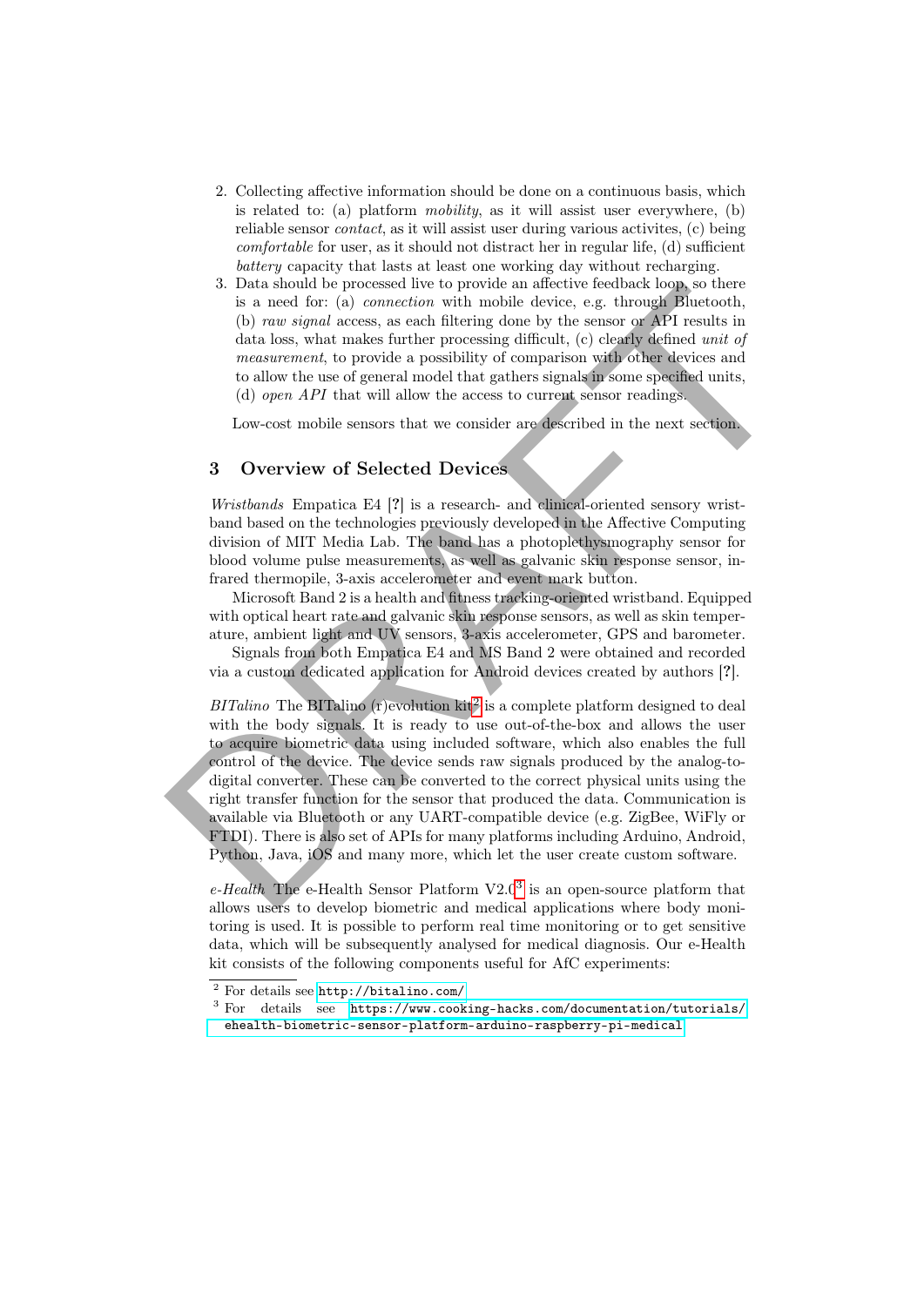2. Collecting affective information should be done on a continuous basis, which is related to: (a) platform *mobility*, as it will assist user everywhere, (b) reliable sensor *contact*, as it will assist user during various activites, (c) being *comfortable* for user, as it should not distract her in regular life, (d) sufficient *battery* capacity that lasts at least one working day without recharging.
3. Data should be processed live to provide an affective feedback loop, so there is a need for: (a) *connection* with mobile device, e.g. through Bluetooth, (b) *raw signal* access, as each filtering done by the sensor or API results in data loss, what makes further processing difficult, (c) clearly defined *unit of measurement*, to provide a possibility of comparison with other devices and to allow the use of general model that gathers signals in some specified units, (d) *open API* that will allow the access to current sensor readings.

Low-cost mobile sensors that we consider are described in the next section.

## 3 Overview of Selected Devices

*Wristbands* Empatica E4 [?] is a research- and clinical-oriented sensory wristband based on the technologies previously developed in the Affective Computing division of MIT Media Lab. The band has a photoplethysmography sensor for blood volume pulse measurements, as well as galvanic skin response sensor, infrared thermopile, 3-axis accelerometer and event mark button.

Microsoft Band 2 is a health and fitness tracking-oriented wristband. Equipped with optical heart rate and galvanic skin response sensors, as well as skin temperature, ambient light and UV sensors, 3-axis accelerometer, GPS and barometer.

Signals from both Empatica E4 and MS Band 2 were obtained and recorded via a custom dedicated application for Android devices created by authors [?].

*BITalino* The BITalino (r)evolution kit[2] is a complete platform designed to deal with the body signals. It is ready to use out-of-the-box and allows the user to acquire biometric data using included software, which also enables the full control of the device. The device sends raw signals produced by the analog-to-digital converter. These can be converted to the correct physical units using the right transfer function for the sensor that produced the data. Communication is available via Bluetooth or any UART-compatible device (e.g. ZigBee, WiFly or FTDI). There is also set of APIs for many platforms including Arduino, Android, Python, Java, iOS and many more, which let the user create custom software.

*e-Health* The e-Health Sensor Platform V2.0[3] is an open-source platform that allows users to develop biometric and medical applications where body monitoring is used. It is possible to perform real time monitoring or to get sensitive data, which will be subsequently analysed for medical diagnosis. Our e-Health kit consists of the following components useful for AfC experiments:

[2] For details see http://bitalino.com/

[3] For details see https://www.cooking-hacks.com/documentation/tutorials/ehealth-biometric-sensor-platform-arduino-raspberry-pi-medical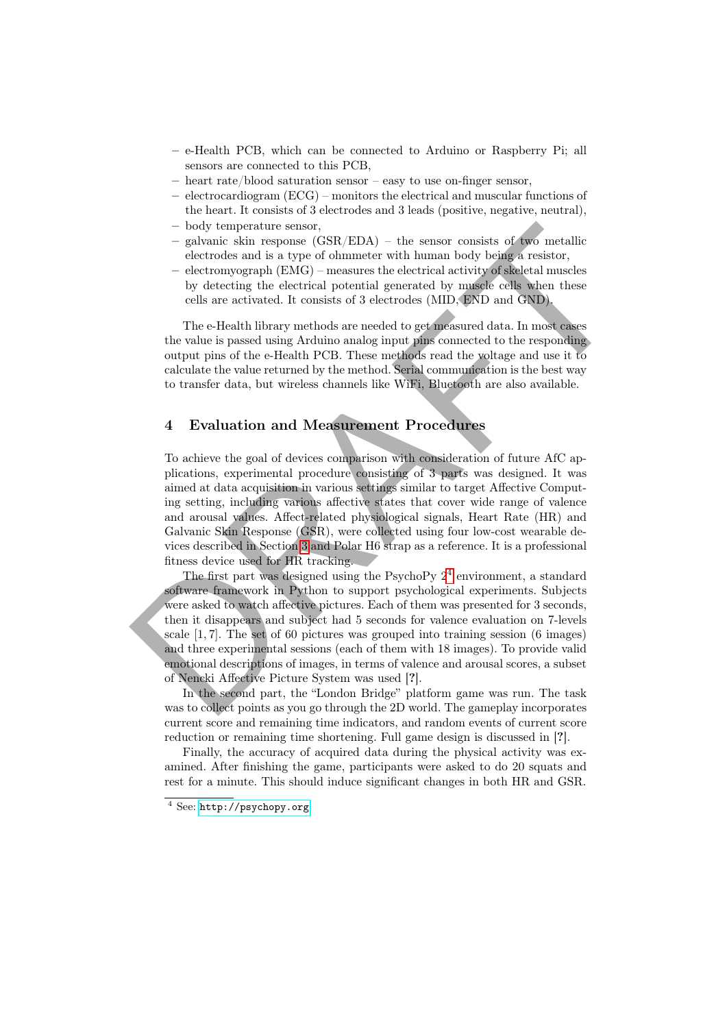- e-Health PCB, which can be connected to Arduino or Raspberry Pi; all sensors are connected to this PCB,
- heart rate/blood saturation sensor – easy to use on-finger sensor,
- electrocardiogram (ECG) – monitors the electrical and muscular functions of the heart. It consists of 3 electrodes and 3 leads (positive, negative, neutral),
- body temperature sensor,
- galvanic skin response (GSR/EDA) – the sensor consists of two metallic electrodes and is a type of ohmmeter with human body being a resistor,
- electromyograph (EMG) – measures the electrical activity of skeletal muscles by detecting the electrical potential generated by muscle cells when these cells are activated. It consists of 3 electrodes (MID, END and GND).

The e-Health library methods are needed to get measured data. In most cases the value is passed using Arduino analog input pins connected to the responding output pins of the e-Health PCB. These methods read the voltage and use it to calculate the value returned by the method. Serial communication is the best way to transfer data, but wireless channels like WiFi, Bluetooth are also available.

## 4 Evaluation and Measurement Procedures

To achieve the goal of devices comparison with consideration of future AfC applications, experimental procedure consisting of 3 parts was designed. It was aimed at data acquisition in various settings similar to target Affective Computing setting, including various affective states that cover wide range of valence and arousal values. Affect-related physiological signals, Heart Rate (HR) and Galvanic Skin Response (GSR), were collected using four low-cost wearable devices described in Section 3 and Polar H6 strap as a reference. It is a professional fitness device used for HR tracking.

The first part was designed using the PsychoPy 2[4] environment, a standard software framework in Python to support psychological experiments. Subjects were asked to watch affective pictures. Each of them was presented for 3 seconds, then it disappears and subject had 5 seconds for valence evaluation on 7-levels scale [1, 7]. The set of 60 pictures was grouped into training session (6 images) and three experimental sessions (each of them with 18 images). To provide valid emotional descriptions of images, in terms of valence and arousal scores, a subset of Nencki Affective Picture System was used [?].

In the second part, the "London Bridge" platform game was run. The task was to collect points as you go through the 2D world. The gameplay incorporates current score and remaining time indicators, and random events of current score reduction or remaining time shortening. Full game design is discussed in [?].

Finally, the accuracy of acquired data during the physical activity was examined. After finishing the game, participants were asked to do 20 squats and rest for a minute. This should induce significant changes in both HR and GSR.

[4] See: http://psychopy.org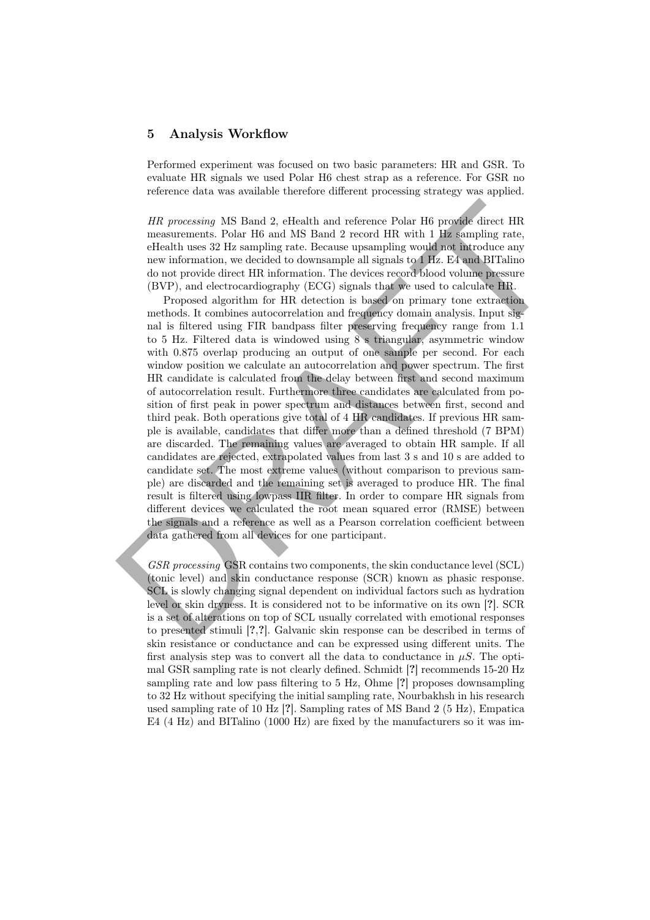## 5 Analysis Workflow

Performed experiment was focused on two basic parameters: HR and GSR. To evaluate HR signals we used Polar H6 chest strap as a reference. For GSR no reference data was available therefore different processing strategy was applied.

*HR processing* MS Band 2, eHealth and reference Polar H6 provide direct HR measurements. Polar H6 and MS Band 2 record HR with 1 Hz sampling rate, eHealth uses 32 Hz sampling rate. Because upsampling would not introduce any new information, we decided to downsample all signals to 1 Hz. E4 and BITalino do not provide direct HR information. The devices record blood volume pressure (BVP), and electrocardiography (ECG) signals that we used to calculate HR.

Proposed algorithm for HR detection is based on primary tone extraction methods. It combines autocorrelation and frequency domain analysis. Input signal is filtered using FIR bandpass filter preserving frequency range from 1.1 to 5 Hz. Filtered data is windowed using 8 s triangular, asymmetric window with 0.875 overlap producing an output of one sample per second. For each window position we calculate an autocorrelation and power spectrum. The first HR candidate is calculated from the delay between first and second maximum of autocorrelation result. Furthermore three candidates are calculated from position of first peak in power spectrum and distances between first, second and third peak. Both operations give total of 4 HR candidates. If previous HR sample is available, candidates that differ more than a defined threshold (7 BPM) are discarded. The remaining values are averaged to obtain HR sample. If all candidates are rejected, extrapolated values from last 3 s and 10 s are added to candidate set. The most extreme values (without comparison to previous sample) are discarded and the remaining set is averaged to produce HR. The final result is filtered using lowpass IIR filter. In order to compare HR signals from different devices we calculated the root mean squared error (RMSE) between the signals and a reference as well as a Pearson correlation coefficient between data gathered from all devices for one participant.

*GSR processing* GSR contains two components, the skin conductance level (SCL) (tonic level) and skin conductance response (SCR) known as phasic response. SCL is slowly changing signal dependent on individual factors such as hydration level or skin dryness. It is considered not to be informative on its own [?]. SCR is a set of alterations on top of SCL usually correlated with emotional responses to presented stimuli [?,?]. Galvanic skin response can be described in terms of skin resistance or conductance and can be expressed using different units. The first analysis step was to convert all the data to conductance in $\mu S$. The optimal GSR sampling rate is not clearly defined. Schmidt [?] recommends 15-20 Hz sampling rate and low pass filtering to 5 Hz, Ohme [?] proposes downsampling to 32 Hz without specifying the initial sampling rate, Nourbakhsh in his research used sampling rate of 10 Hz [?]. Sampling rates of MS Band 2 (5 Hz), Empatica E4 (4 Hz) and BITalino (1000 Hz) are fixed by the manufacturers so it was im-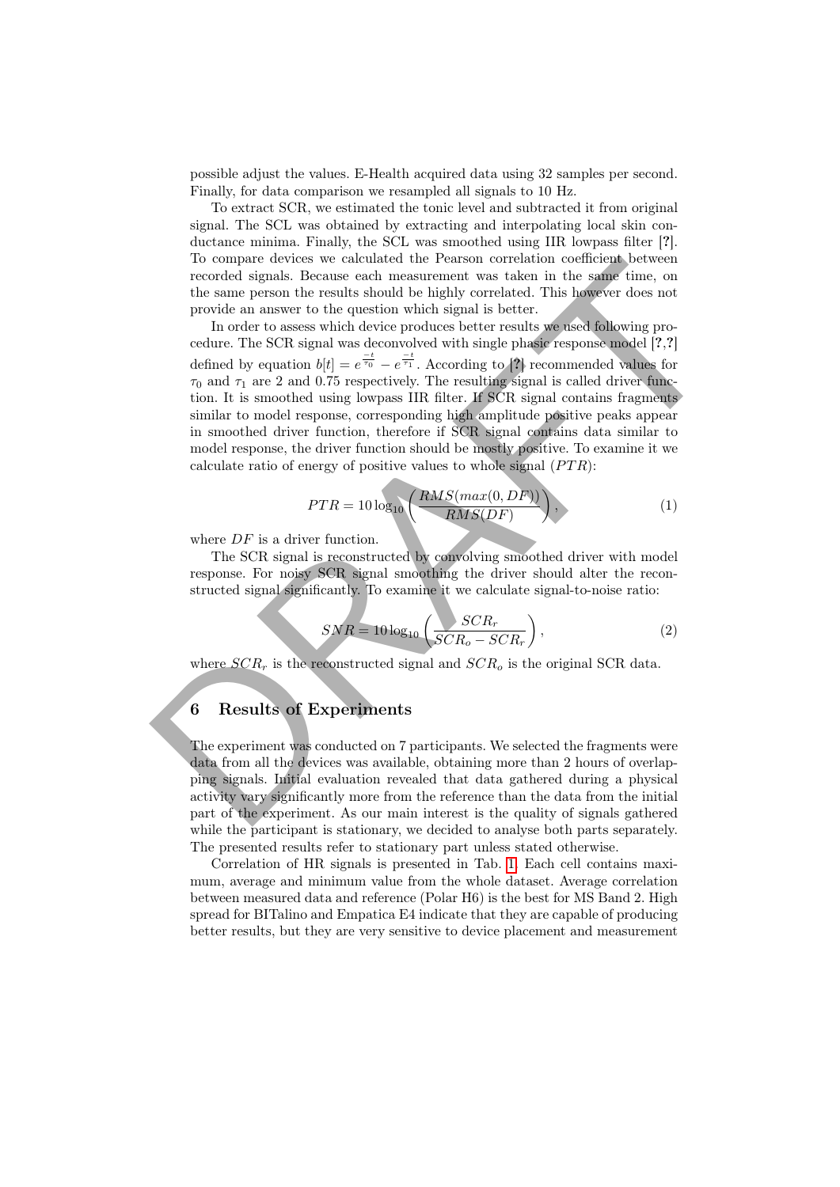possible adjust the values. E-Health acquired data using 32 samples per second. Finally, for data comparison we resampled all signals to 10 Hz.

To extract SCR, we estimated the tonic level and subtracted it from original signal. The SCL was obtained by extracting and interpolating local skin conductance minima. Finally, the SCL was smoothed using IIR lowpass filter [?]. To compare devices we calculated the Pearson correlation coefficient between recorded signals. Because each measurement was taken in the same time, on the same person the results should be highly correlated. This however does not provide an answer to the question which signal is better.

In order to assess which device produces better results we used following procedure. The SCR signal was deconvolved with single phasic response model [?,?] defined by equation $b[t] = e^{\frac{-t}{\tau_0}} - e^{\frac{-t}{\tau_1}}$. According to [?] recommended values for $\tau_0$ and $\tau_1$ are 2 and 0.75 respectively. The resulting signal is called driver function. It is smoothed using lowpass IIR filter. If SCR signal contains fragments similar to model response, corresponding high amplitude positive peaks appear in smoothed driver function, therefore if SCR signal contains data similar to model response, the driver function should be mostly positive. To examine it we calculate ratio of energy of positive values to whole signal ($PTR$):

$$PTR = 10 \log_{10} \left( \frac{RMS(max(0, DF))}{RMS(DF)} \right), \tag{1}$$

where $DF$ is a driver function.

The SCR signal is reconstructed by convolving smoothed driver with model response. For noisy SCR signal smoothing the driver should alter the reconstructed signal significantly. To examine it we calculate signal-to-noise ratio:

$$SNR = 10 \log_{10} \left( \frac{SCR_r}{SCR_o - SCR_r} \right), \tag{2}$$

where $SCR_r$ is the reconstructed signal and $SCR_o$ is the original SCR data.

## 6 Results of Experiments

The experiment was conducted on 7 participants. We selected the fragments were data from all the devices was available, obtaining more than 2 hours of overlapping signals. Initial evaluation revealed that data gathered during a physical activity vary significantly more from the reference than the data from the initial part of the experiment. As our main interest is the quality of signals gathered while the participant is stationary, we decided to analyse both parts separately. The presented results refer to stationary part unless stated otherwise.

Correlation of HR signals is presented in Tab. 1. Each cell contains maximum, average and minimum value from the whole dataset. Average correlation between measured data and reference (Polar H6) is the best for MS Band 2. High spread for BITalino and Empatica E4 indicate that they are capable of producing better results, but they are very sensitive to device placement and measurement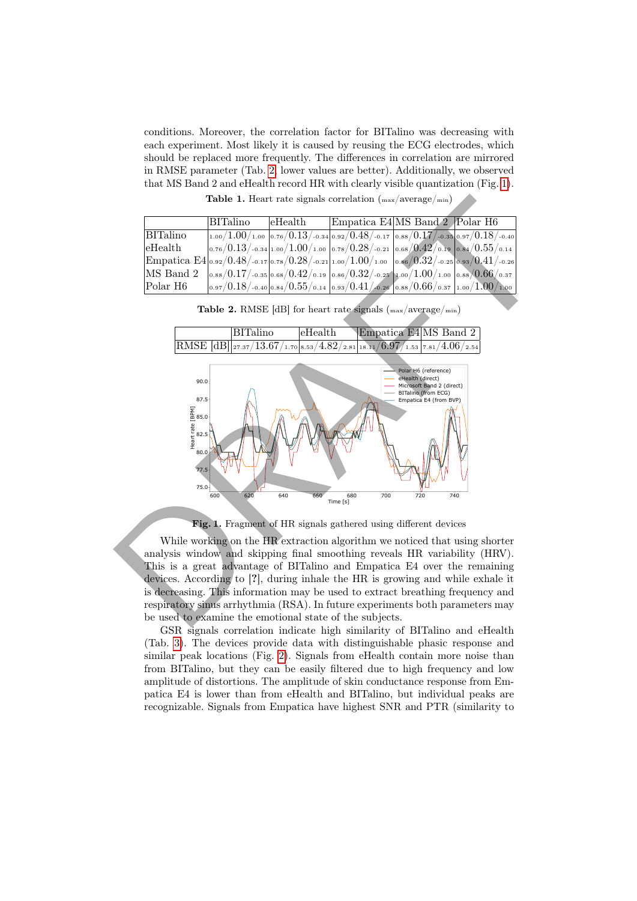conditions. Moreover, the correlation factor for BITalino was decreasing with each experiment. Most likely it is caused by reusing the ECG electrodes, which should be replaced more frequently. The differences in correlation are mirrored in RMSE parameter (Tab. 2, lower values are better). Additionally, we observed that MS Band 2 and eHealth record HR with clearly visible quantization (Fig. 1).

**Table 1.** Heart rate signals correlation ($_{\max}$/average/$_{\min}$)

| | BITalino | eHealth | Empatica E4 | MS Band 2 | Polar H6 |
|---|---|---|---|---|---|
| BITalino | $_{1.00}/1.00/_{1.00}$ | $_{0.76}/0.13/_{-0.34}$ | $_{0.92}/0.48/_{-0.17}$ | $_{0.88}/0.17/_{-0.35}$ | $_{0.97}/0.18/_{-0.40}$ |
| eHealth | $_{0.76}/0.13/_{-0.34}$ | $_{1.00}/1.00/_{1.00}$ | $_{0.78}/0.28/_{-0.21}$ | $_{0.68}/0.42/_{0.19}$ | $_{0.84}/0.55/_{0.14}$ |
| Empatica E4 | $_{0.92}/0.48/_{-0.17}$ | $_{0.78}/0.28/_{-0.21}$ | $_{1.00}/1.00/_{1.00}$ | $_{0.86}/0.32/_{-0.25}$ | $_{0.93}/0.41/_{-0.26}$ |
| MS Band 2 | $_{0.88}/0.17/_{-0.35}$ | $_{0.68}/0.42/_{0.19}$ | $_{0.86}/0.32/_{-0.25}$ | $_{1.00}/1.00/_{1.00}$ | $_{0.88}/0.66/_{0.37}$ |
| Polar H6 | $_{0.97}/0.18/_{-0.40}$ | $_{0.84}/0.55/_{0.14}$ | $_{0.93}/0.41/_{-0.26}$ | $_{0.88}/0.66/_{0.37}$ | $_{1.00}/1.00/_{1.00}$ |

**Table 2.** RMSE [dB] for heart rate signals ($_{\max}$/average/$_{\min}$)

| | BITalino | eHealth | Empatica E4 | MS Band 2 |
|---|---|---|---|---|
| RMSE [dB] | $_{27.37}/13.67/_{1.70}$ | $_{8.53}/4.82/_{2.81}$ | $_{18.11}/6.97/_{1.53}$ | $_{7.81}/4.06/_{2.54}$ |

**Fig. 1.** Fragment of HR signals gathered using different devices

While working on the HR extraction algorithm we noticed that using shorter analysis window and skipping final smoothing reveals HR variability (HRV). This is a great advantage of BITalino and Empatica E4 over the remaining devices. According to [?], during inhale the HR is growing and while exhale it is decreasing. This information may be used to extract breathing frequency and respiratory sinus arrhythmia (RSA). In future experiments both parameters may be used to examine the emotional state of the subjects.

GSR signals correlation indicate high similarity of BITalino and eHealth (Tab. 3). The devices provide data with distinguishable phasic response and similar peak locations (Fig. 2). Signals from eHealth contain more noise than from BITalino, but they can be easily filtered due to high frequency and low amplitude of distortions. The amplitude of skin conductance response from Empatica E4 is lower than from eHealth and BITalino, but individual peaks are recognizable. Signals from Empatica have highest SNR and PTR (similarity to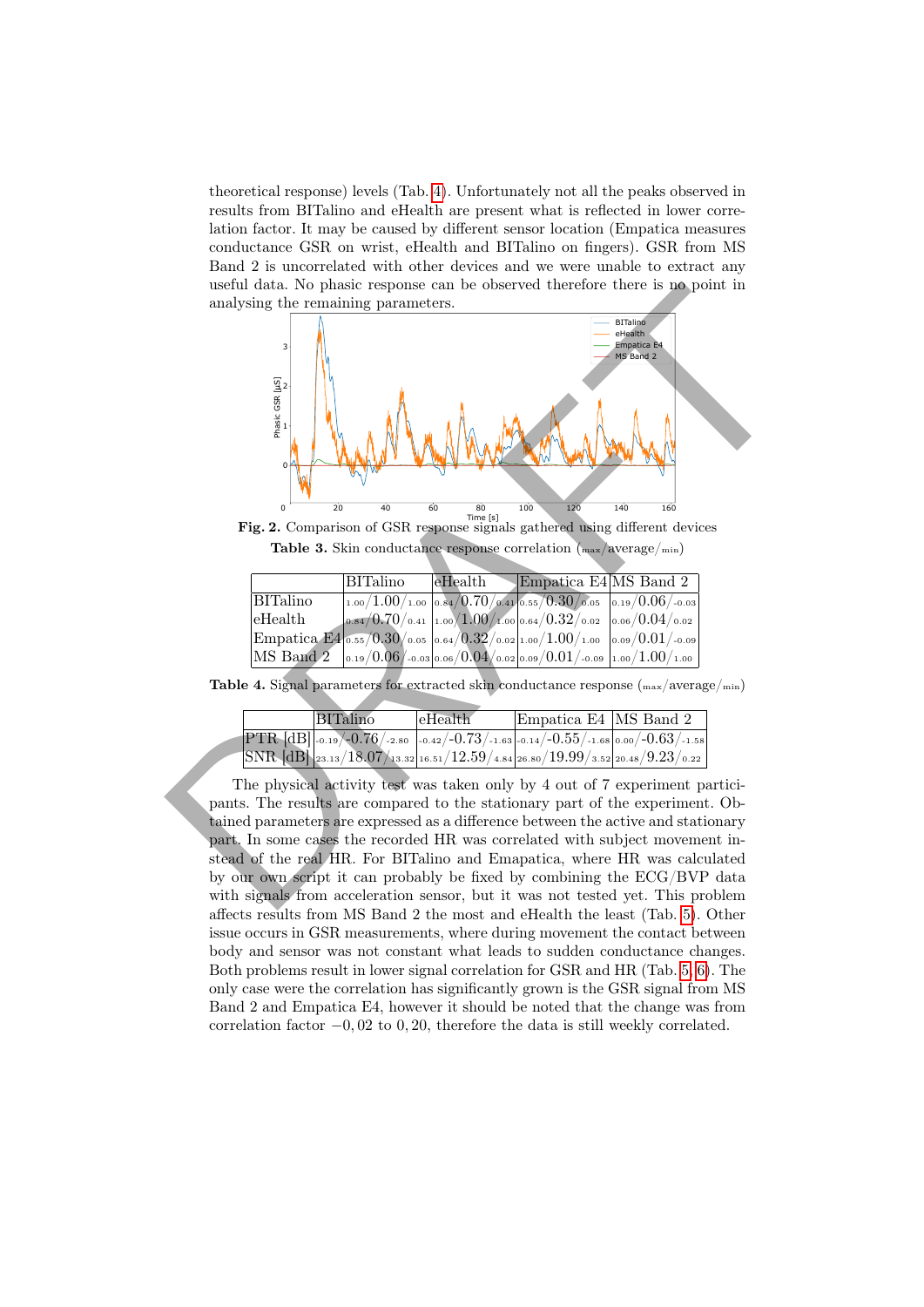theoretical response) levels (Tab. 4). Unfortunately not all the peaks observed in results from BITalino and eHealth are present what is reflected in lower correlation factor. It may be caused by different sensor location (Empatica measures conductance GSR on wrist, eHealth and BITalino on fingers). GSR from MS Band 2 is uncorrelated with other devices and we were unable to extract any useful data. No phasic response can be observed therefore there is no point in analysing the remaining parameters.

**Fig. 2.** Comparison of GSR response signals gathered using different devices

**Table 3.** Skin conductance response correlation ($_{max}$/average/$_{min}$)

| | BITalino | eHealth | Empatica E4 | MS Band 2 |
|---|---|---|---|---|
| BITalino | $_{1.00}/1.00/_{1.00}$ | $_{0.84}/0.70/_{0.41}$ | $_{0.55}/0.30/_{0.05}$ | $_{0.19}/0.06/_{-0.03}$ |
| eHealth | $_{0.84}/0.70/_{0.41}$ | $_{1.00}/1.00/_{1.00}$ | $_{0.64}/0.32/_{0.02}$ | $_{0.06}/0.04/_{0.02}$ |
| Empatica E4 | $_{0.55}/0.30/_{0.05}$ | $_{0.64}/0.32/_{0.02}$ | $_{1.00}/1.00/_{1.00}$ | $_{0.09}/0.01/_{-0.09}$ |
| MS Band 2 | $_{0.19}/0.06/_{-0.03}$ | $_{0.06}/0.04/_{0.02}$ | $_{0.09}/0.01/_{-0.09}$ | $_{1.00}/1.00/_{1.00}$ |

**Table 4.** Signal parameters for extracted skin conductance response ($_{max}$/average/$_{min}$)

| | BITalino | eHealth | Empatica E4 | MS Band 2 |
|---|---|---|---|---|
| PTR [dB] | $_{-0.19}/-0.76/_{-2.80}$ | $_{-0.42}/-0.73/_{-1.63}$ | $_{-0.14}/-0.55/_{-1.68}$ | $_{0.00}/-0.63/_{-1.58}$ |
| SNR [dB] | $_{23.13}/18.07/_{13.32}$ | $_{16.51}/12.59/_{4.84}$ | $_{26.80}/19.99/_{3.52}$ | $_{20.48}/9.23/_{0.22}$ |

The physical activity test was taken only by 4 out of 7 experiment participants. The results are compared to the stationary part of the experiment. Obtained parameters are expressed as a difference between the active and stationary part. In some cases the recorded HR was correlated with subject movement instead of the real HR. For BITalino and Empatica, where HR was calculated by our own script it can probably be fixed by combining the ECG/BVP data with signals from acceleration sensor, but it was not tested yet. This problem affects results from MS Band 2 the most and eHealth the least (Tab. 5). Other issue occurs in GSR measurements, where during movement the contact between body and sensor was not constant what leads to sudden conductance changes. Both problems result in lower signal correlation for GSR and HR (Tab. 5, 6). The only case were the correlation has significantly grown is the GSR signal from MS Band 2 and Empatica E4, however it should be noted that the change was from correlation factor $-0,02$ to $0,20$, therefore the data is still weekly correlated.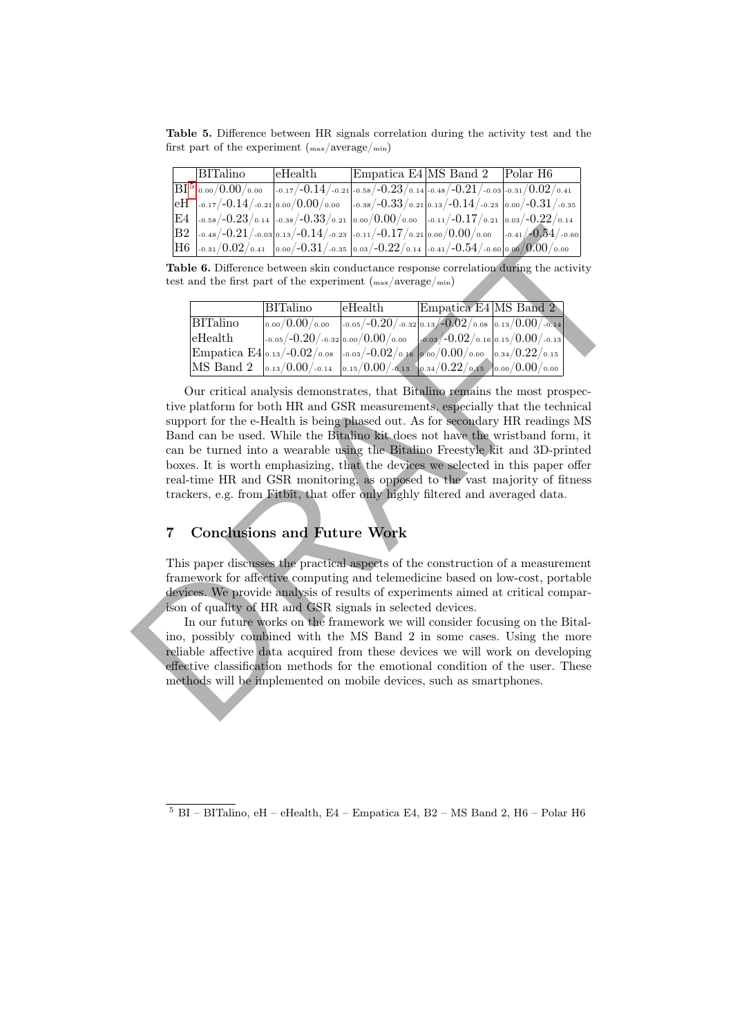**Table 5.** Difference between HR signals correlation during the activity test and the first part of the experiment ($_{max}$/average/$_{min}$)

| | BITalino | eHealth | Empatica E4 | MS Band 2 | Polar H6 |
|---|---|---|---|---|---|
| BI[5] | $_{0.00}/0.00/_{0.00}$ | $_{-0.17}/\text{-}0.14/_{-0.21}$ | $_{-0.58}/\text{-}0.23/_{0.14}$ | $_{-0.48}/\text{-}0.21/_{-0.03}$ | $_{-0.31}/0.02/_{0.41}$ |
| eH | $_{-0.17}/\text{-}0.14/_{-0.21}$ | $_{0.00}/0.00/_{0.00}$ | $_{-0.38}/\text{-}0.33/_{0.21}$ | $_{0.13}/\text{-}0.14/_{-0.23}$ | $_{0.00}/\text{-}0.31/_{-0.35}$ |
| E4 | $_{-0.58}/\text{-}0.23/_{0.14}$ | $_{-0.38}/\text{-}0.33/_{0.21}$ | $_{0.00}/0.00/_{0.00}$ | $_{-0.11}/\text{-}0.17/_{0.21}$ | $_{0.03}/\text{-}0.22/_{0.14}$ |
| B2 | $_{-0.48}/\text{-}0.21/_{-0.03}$ | $_{0.13}/\text{-}0.14/_{-0.23}$ | $_{-0.11}/\text{-}0.17/_{0.21}$ | $_{0.00}/0.00/_{0.00}$ | $_{-0.41}/\text{-}0.54/_{-0.60}$ |
| H6 | $_{-0.31}/0.02/_{0.41}$ | $_{0.00}/\text{-}0.31/_{-0.35}$ | $_{0.03}/\text{-}0.22/_{0.14}$ | $_{-0.41}/\text{-}0.54/_{-0.60}$ | $_{0.00}/0.00/_{0.00}$ |

**Table 6.** Difference between skin conductance response correlation during the activity test and the first part of the experiment ($_{max}$/average/$_{min}$)

| | BITalino | eHealth | Empatica E4 | MS Band 2 |
|---|---|---|---|---|
| BITalino | $_{0.00}/0.00/_{0.00}$ | $_{-0.05}/\text{-}0.20/_{-0.32}$ | $_{0.13}/\text{-}0.02/_{0.08}$ | $_{0.13}/0.00/_{-0.14}$ |
| eHealth | $_{-0.05}/\text{-}0.20/_{-0.32}$ | $_{0.00}/0.00/_{0.00}$ | $_{-0.03}/\text{-}0.02/_{0.16}$ | $_{0.15}/0.00/_{-0.13}$ |
| Empatica E4 | $_{0.13}/\text{-}0.02/_{0.08}$ | $_{-0.03}/\text{-}0.02/_{0.16}$ | $_{0.00}/0.00/_{0.00}$ | $_{0.34}/0.22/_{0.15}$ |
| MS Band 2 | $_{0.13}/0.00/_{-0.14}$ | $_{0.15}/0.00/_{-0.13}$ | $_{0.34}/0.22/_{0.15}$ | $_{0.00}/0.00/_{0.00}$ |

Our critical analysis demonstrates, that Bitalino remains the most prospective platform for both HR and GSR measurements, especially that the technical support for the e-Health is being phased out. As for secondary HR readings MS Band can be used. While the Bitalino kit does not have the wristband form, it can be turned into a wearable using the Bitalino Freestyle kit and 3D-printed boxes. It is worth emphasizing, that the devices we selected in this paper offer real-time HR and GSR monitoring, as opposed to the vast majority of fitness trackers, e.g. from Fitbit, that offer only highly filtered and averaged data.

## 7 Conclusions and Future Work

This paper discusses the practical aspects of the construction of a measurement framework for affective computing and telemedicine based on low-cost, portable devices. We provide analysis of results of experiments aimed at critical comparison of quality of HR and GSR signals in selected devices.

In our future works on the framework we will consider focusing on the Bitalino, possibly combined with the MS Band 2 in some cases. Using the more reliable affective data acquired from these devices we will work on developing effective classification methods for the emotional condition of the user. These methods will be implemented on mobile devices, such as smartphones.

[5] BI – BITalino, eH – eHealth, E4 – Empatica E4, B2 – MS Band 2, H6 – Polar H6